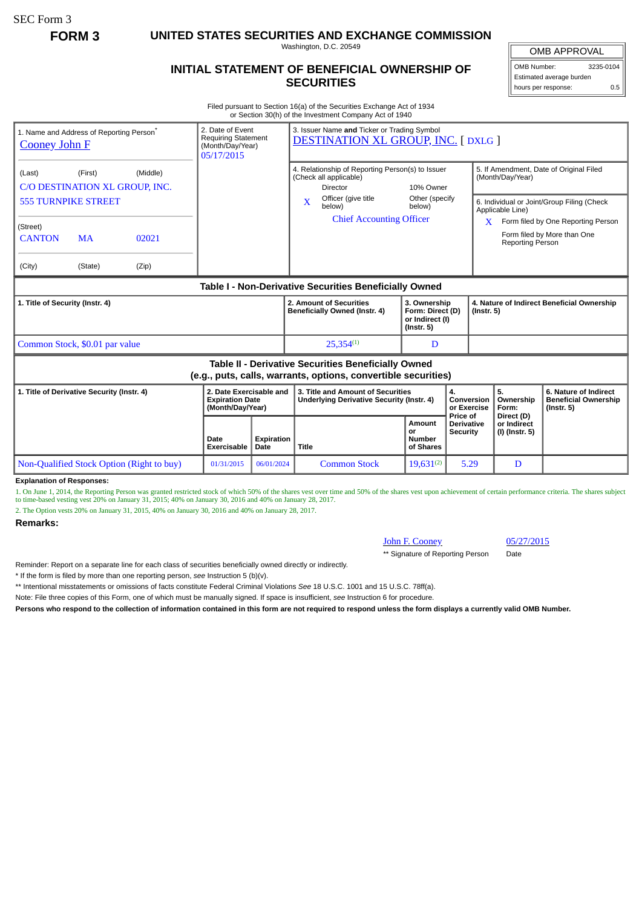SEC Form 3

**FORM 3**

# UNITED STATES SECURITIES AND EXCHANGE COMMISSION

Washington, D.C. 20549

## INITIAL STATEMENT OF BENEFICIAL OWNERSHIP OF SECURITIES

| OMB APPROVAL | |
|---|---|
| OMB Number: | 3235-0104 |
| Estimated average burden | |
| hours per response: | 0.5 |

Filed pursuant to Section 16(a) of the Securities Exchange Act of 1934
or Section 30(h) of the Investment Company Act of 1940

1. Name and Address of Reporting Person*
Cooney John F

(Last) (First) (Middle)
C/O DESTINATION XL GROUP, INC.
555 TURNPIKE STREET

(Street)
CANTON MA 02021

(City) (State) (Zip)

2. Date of Event Requiring Statement (Month/Day/Year)
05/17/2015

3. Issuer Name **and** Ticker or Trading Symbol
DESTINATION XL GROUP, INC. [ DXLG ]

4. Relationship of Reporting Person(s) to Issuer (Check all applicable)
Director
10% Owner
X Officer (give title below)
Other (specify below)
Chief Accounting Officer

5. If Amendment, Date of Original Filed (Month/Day/Year)

6. Individual or Joint/Group Filing (Check Applicable Line)
X Form filed by One Reporting Person
Form filed by More than One Reporting Person

### Table I - Non-Derivative Securities Beneficially Owned

| 1. Title of Security (Instr. 4) | 2. Amount of Securities Beneficially Owned (Instr. 4) | 3. Ownership Form: Direct (D) or Indirect (I) (Instr. 5) | 4. Nature of Indirect Beneficial Ownership (Instr. 5) |
|---|---|---|---|
| Common Stock, $0.01 par value | 25,354[(1)] | D | |

### Table II - Derivative Securities Beneficially Owned (e.g., puts, calls, warrants, options, convertible securities)

| 1. Title of Derivative Security (Instr. 4) | 2. Date Exercisable and Expiration Date (Month/Day/Year) | | 3. Title and Amount of Securities Underlying Derivative Security (Instr. 4) | | 4. Conversion or Exercise Price of Derivative Security | 5. Ownership Form: Direct (D) or Indirect (I) (Instr. 5) | 6. Nature of Indirect Beneficial Ownership (Instr. 5) |
|---|---|---|---|---|---|---|---|
| | Date Exercisable | Expiration Date | Title | Amount or Number of Shares | | | |
| Non-Qualified Stock Option (Right to buy) | 01/31/2015 | 06/01/2024 | Common Stock | 19,631[(2)] | 5.29 | D | |

**Explanation of Responses:**

1. On June 1, 2014, the Reporting Person was granted restricted stock of which 50% of the shares vest over time and 50% of the shares vest upon achievement of certain performance criteria. The shares subject to time-based vesting vest 20% on January 31, 2015; 40% on January 30, 2016 and 40% on January 28, 2017.

2. The Option vests 20% on January 31, 2015, 40% on January 30, 2016 and 40% on January 28, 2017.

**Remarks:**

John F. Cooney 05/27/2015

** Signature of Reporting Person Date

Reminder: Report on a separate line for each class of securities beneficially owned directly or indirectly.

* If the form is filed by more than one reporting person, *see* Instruction 5 (b)(v).

** Intentional misstatements or omissions of facts constitute Federal Criminal Violations *See* 18 U.S.C. 1001 and 15 U.S.C. 78ff(a).

Note: File three copies of this Form, one of which must be manually signed. If space is insufficient, *see* Instruction 6 for procedure.

**Persons who respond to the collection of information contained in this form are not required to respond unless the form displays a currently valid OMB Number.**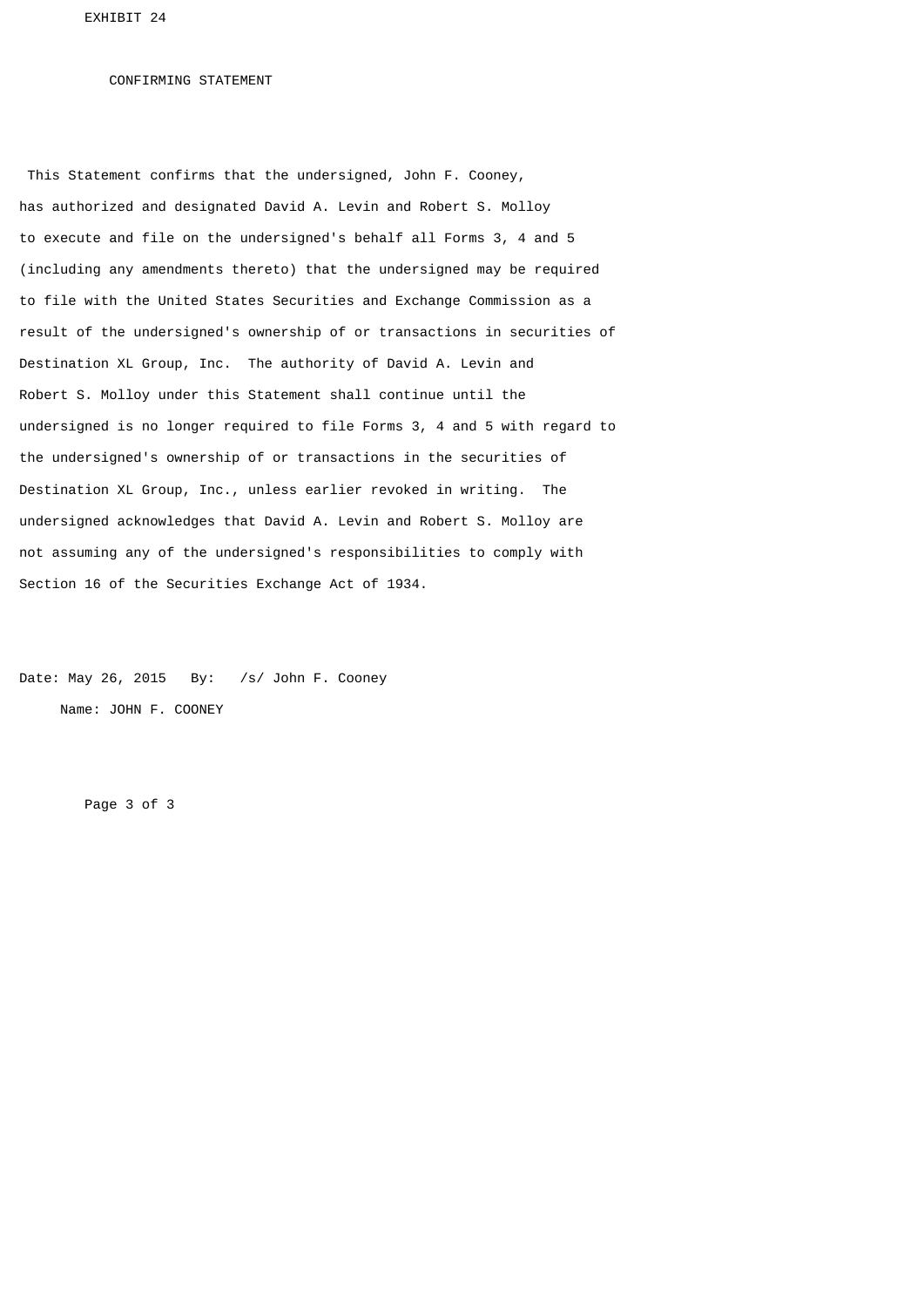EXHIBIT 24

# CONFIRMING STATEMENT

This Statement confirms that the undersigned, John F. Cooney, has authorized and designated David A. Levin and Robert S. Molloy to execute and file on the undersigned's behalf all Forms 3, 4 and 5 (including any amendments thereto) that the undersigned may be required to file with the United States Securities and Exchange Commission as a result of the undersigned's ownership of or transactions in securities of Destination XL Group, Inc. The authority of David A. Levin and Robert S. Molloy under this Statement shall continue until the undersigned is no longer required to file Forms 3, 4 and 5 with regard to the undersigned's ownership of or transactions in the securities of Destination XL Group, Inc., unless earlier revoked in writing. The undersigned acknowledges that David A. Levin and Robert S. Molloy are not assuming any of the undersigned's responsibilities to comply with Section 16 of the Securities Exchange Act of 1934.

Date: May 26, 2015 By: /s/ John F. Cooney

Name: JOHN F. COONEY